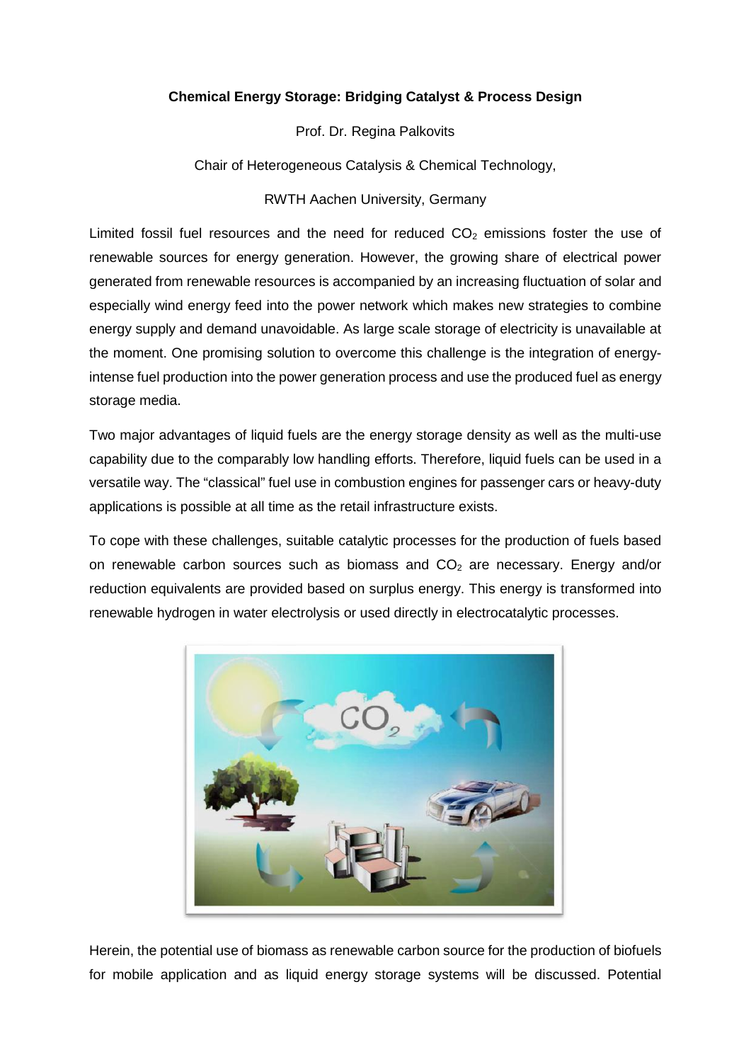**Chemical Energy Storage: Bridging Catalyst & Process Design**

Prof. Dr. Regina Palkovits

Chair of Heterogeneous Catalysis & Chemical Technology,

RWTH Aachen University, Germany

Limited fossil fuel resources and the need for reduced $CO_2$ emissions foster the use of renewable sources for energy generation. However, the growing share of electrical power generated from renewable resources is accompanied by an increasing fluctuation of solar and especially wind energy feed into the power network which makes new strategies to combine energy supply and demand unavoidable. As large scale storage of electricity is unavailable at the moment. One promising solution to overcome this challenge is the integration of energy-intense fuel production into the power generation process and use the produced fuel as energy storage media.

Two major advantages of liquid fuels are the energy storage density as well as the multi-use capability due to the comparably low handling efforts. Therefore, liquid fuels can be used in a versatile way. The "classical" fuel use in combustion engines for passenger cars or heavy-duty applications is possible at all time as the retail infrastructure exists.

To cope with these challenges, suitable catalytic processes for the production of fuels based on renewable carbon sources such as biomass and $CO_2$ are necessary. Energy and/or reduction equivalents are provided based on surplus energy. This energy is transformed into renewable hydrogen in water electrolysis or used directly in electrocatalytic processes.

Herein, the potential use of biomass as renewable carbon source for the production of biofuels for mobile application and as liquid energy storage systems will be discussed. Potential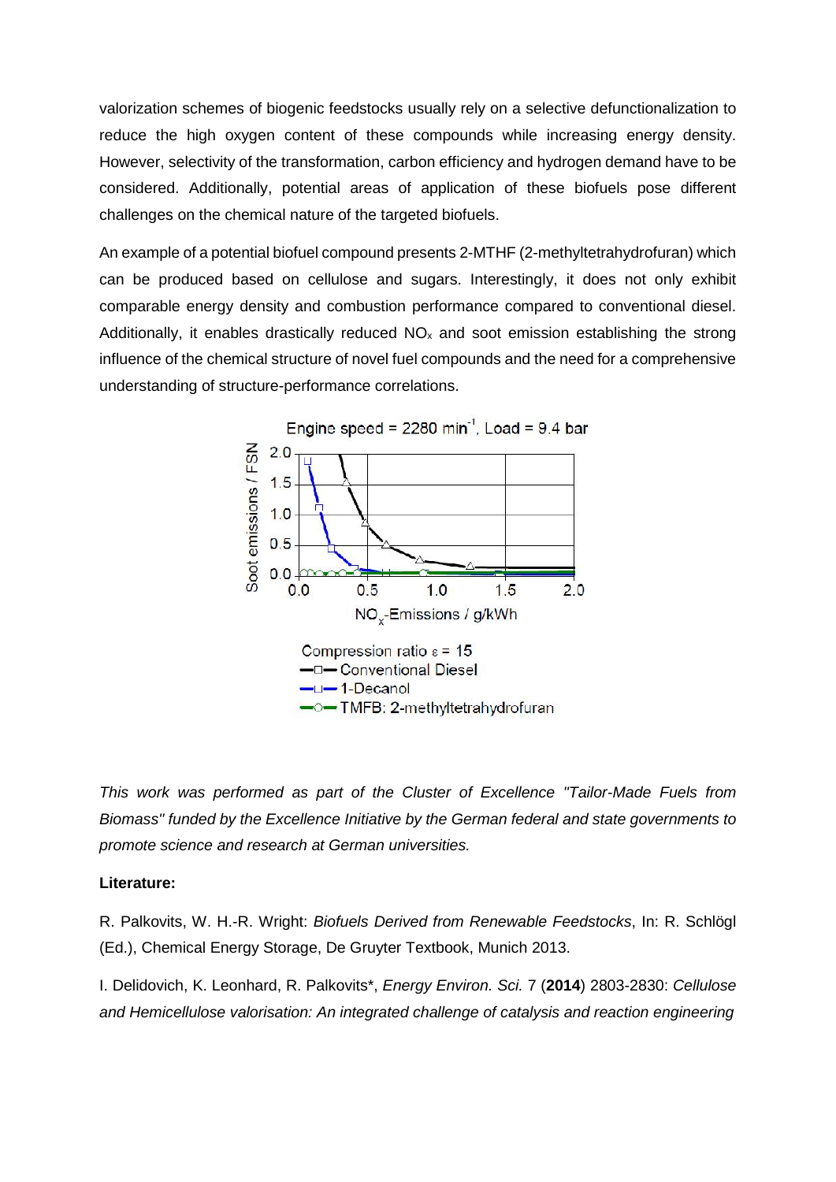valorization schemes of biogenic feedstocks usually rely on a selective defunctionalization to reduce the high oxygen content of these compounds while increasing energy density. However, selectivity of the transformation, carbon efficiency and hydrogen demand have to be considered. Additionally, potential areas of application of these biofuels pose different challenges on the chemical nature of the targeted biofuels.

An example of a potential biofuel compound presents 2-MTHF (2-methyltetrahydrofuran) which can be produced based on cellulose and sugars. Interestingly, it does not only exhibit comparable energy density and combustion performance compared to conventional diesel. Additionally, it enables drastically reduced $NO_x$ and soot emission establishing the strong influence of the chemical structure of novel fuel compounds and the need for a comprehensive understanding of structure-performance correlations.

Engine speed = 2280 min$^{-1}$, Load = 9.4 bar

Soot emissions / FSN

2.0
1.5
1.0
0.5
0.0

0.0 0.5 1.0 1.5 2.0

$NO_x$-Emissions / g/kWh

Compression ratio ε = 15

Conventional Diesel

1-Decanol

TMFB: 2-methyltetrahydrofuran

*This work was performed as part of the Cluster of Excellence "Tailor-Made Fuels from Biomass" funded by the Excellence Initiative by the German federal and state governments to promote science and research at German universities.*

**Literature:**

R. Palkovits, W. H.-R. Wright: *Biofuels Derived from Renewable Feedstocks*, In: R. Schlögl (Ed.), Chemical Energy Storage, De Gruyter Textbook, Munich 2013.

I. Delidovich, K. Leonhard, R. Palkovits\*, *Energy Environ. Sci.* 7 (**2014**) 2803-2830: *Cellulose and Hemicellulose valorisation: An integrated challenge of catalysis and reaction engineering*